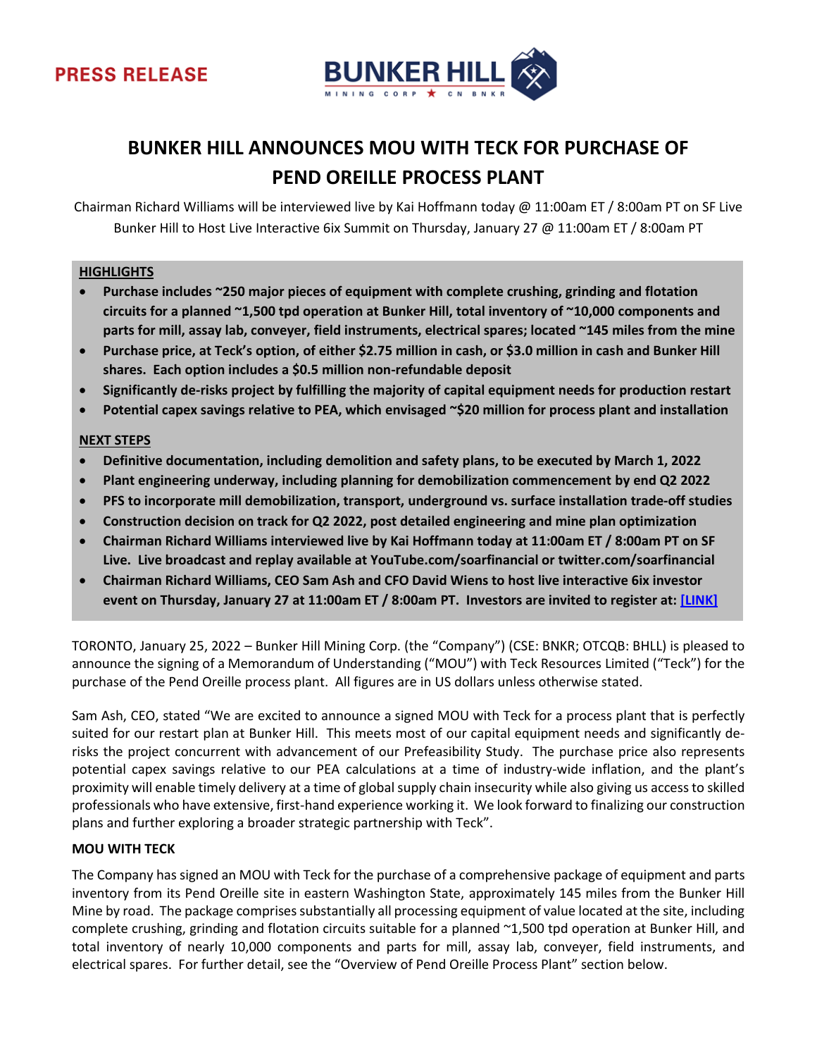PRESS RELEASE

# BUNKER HILL ANNOUNCES MOU WITH TECK FOR PURCHASE OF PEND OREILLE PROCESS PLANT

Chairman Richard Williams will be interviewed live by Kai Hoffmann today @ 11:00am ET / 8:00am PT on SF Live
Bunker Hill to Host Live Interactive 6ix Summit on Thursday, January 27 @ 11:00am ET / 8:00am PT

**HIGHLIGHTS**

- **Purchase includes ~250 major pieces of equipment with complete crushing, grinding and flotation circuits for a planned ~1,500 tpd operation at Bunker Hill, total inventory of ~10,000 components and parts for mill, assay lab, conveyer, field instruments, electrical spares; located ~145 miles from the mine**
- **Purchase price, at Teck's option, of either $2.75 million in cash, or $3.0 million in cash and Bunker Hill shares. Each option includes a $0.5 million non-refundable deposit**
- **Significantly de-risks project by fulfilling the majority of capital equipment needs for production restart**
- **Potential capex savings relative to PEA, which envisaged ~$20 million for process plant and installation**

**NEXT STEPS**

- **Definitive documentation, including demolition and safety plans, to be executed by March 1, 2022**
- **Plant engineering underway, including planning for demobilization commencement by end Q2 2022**
- **PFS to incorporate mill demobilization, transport, underground vs. surface installation trade-off studies**
- **Construction decision on track for Q2 2022, post detailed engineering and mine plan optimization**
- **Chairman Richard Williams interviewed live by Kai Hoffmann today at 11:00am ET / 8:00am PT on SF Live. Live broadcast and replay available at YouTube.com/soarfinancial or twitter.com/soarfinancial**
- **Chairman Richard Williams, CEO Sam Ash and CFO David Wiens to host live interactive 6ix investor event on Thursday, January 27 at 11:00am ET / 8:00am PT. Investors are invited to register at: [LINK]**

TORONTO, January 25, 2022 – Bunker Hill Mining Corp. (the "Company") (CSE: BNKR; OTCQB: BHLL) is pleased to announce the signing of a Memorandum of Understanding ("MOU") with Teck Resources Limited ("Teck") for the purchase of the Pend Oreille process plant. All figures are in US dollars unless otherwise stated.

Sam Ash, CEO, stated "We are excited to announce a signed MOU with Teck for a process plant that is perfectly suited for our restart plan at Bunker Hill. This meets most of our capital equipment needs and significantly de-risks the project concurrent with advancement of our Prefeasibility Study. The purchase price also represents potential capex savings relative to our PEA calculations at a time of industry-wide inflation, and the plant's proximity will enable timely delivery at a time of global supply chain insecurity while also giving us access to skilled professionals who have extensive, first-hand experience working it. We look forward to finalizing our construction plans and further exploring a broader strategic partnership with Teck".

**MOU WITH TECK**

The Company has signed an MOU with Teck for the purchase of a comprehensive package of equipment and parts inventory from its Pend Oreille site in eastern Washington State, approximately 145 miles from the Bunker Hill Mine by road. The package comprises substantially all processing equipment of value located at the site, including complete crushing, grinding and flotation circuits suitable for a planned ~1,500 tpd operation at Bunker Hill, and total inventory of nearly 10,000 components and parts for mill, assay lab, conveyer, field instruments, and electrical spares. For further detail, see the "Overview of Pend Oreille Process Plant" section below.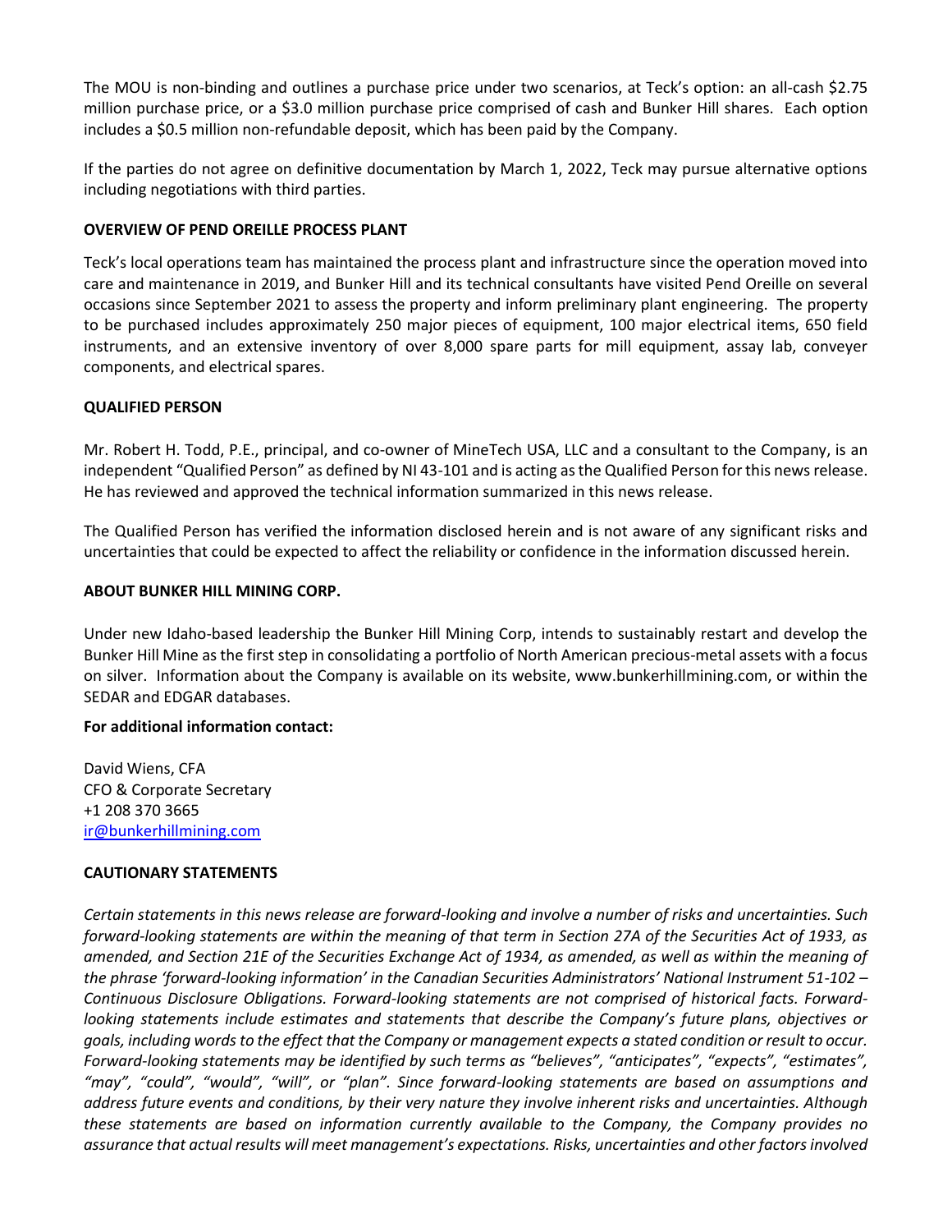The MOU is non-binding and outlines a purchase price under two scenarios, at Teck's option: an all-cash $2.75 million purchase price, or a $3.0 million purchase price comprised of cash and Bunker Hill shares. Each option includes a $0.5 million non-refundable deposit, which has been paid by the Company.

If the parties do not agree on definitive documentation by March 1, 2022, Teck may pursue alternative options including negotiations with third parties.

**OVERVIEW OF PEND OREILLE PROCESS PLANT**

Teck's local operations team has maintained the process plant and infrastructure since the operation moved into care and maintenance in 2019, and Bunker Hill and its technical consultants have visited Pend Oreille on several occasions since September 2021 to assess the property and inform preliminary plant engineering. The property to be purchased includes approximately 250 major pieces of equipment, 100 major electrical items, 650 field instruments, and an extensive inventory of over 8,000 spare parts for mill equipment, assay lab, conveyer components, and electrical spares.

**QUALIFIED PERSON**

Mr. Robert H. Todd, P.E., principal, and co-owner of MineTech USA, LLC and a consultant to the Company, is an independent "Qualified Person" as defined by NI 43-101 and is acting as the Qualified Person for this news release. He has reviewed and approved the technical information summarized in this news release.

The Qualified Person has verified the information disclosed herein and is not aware of any significant risks and uncertainties that could be expected to affect the reliability or confidence in the information discussed herein.

**ABOUT BUNKER HILL MINING CORP.**

Under new Idaho-based leadership the Bunker Hill Mining Corp, intends to sustainably restart and develop the Bunker Hill Mine as the first step in consolidating a portfolio of North American precious-metal assets with a focus on silver. Information about the Company is available on its website, www.bunkerhillmining.com, or within the SEDAR and EDGAR databases.

**For additional information contact:**

David Wiens, CFA
CFO & Corporate Secretary
+1 208 370 3665
ir@bunkerhillmining.com

**CAUTIONARY STATEMENTS**

*Certain statements in this news release are forward-looking and involve a number of risks and uncertainties. Such forward-looking statements are within the meaning of that term in Section 27A of the Securities Act of 1933, as amended, and Section 21E of the Securities Exchange Act of 1934, as amended, as well as within the meaning of the phrase 'forward-looking information' in the Canadian Securities Administrators' National Instrument 51-102 – Continuous Disclosure Obligations. Forward-looking statements are not comprised of historical facts. Forward-looking statements include estimates and statements that describe the Company's future plans, objectives or goals, including words to the effect that the Company or management expects a stated condition or result to occur. Forward-looking statements may be identified by such terms as "believes", "anticipates", "expects", "estimates", "may", "could", "would", "will", or "plan". Since forward-looking statements are based on assumptions and address future events and conditions, by their very nature they involve inherent risks and uncertainties. Although these statements are based on information currently available to the Company, the Company provides no assurance that actual results will meet management's expectations. Risks, uncertainties and other factors involved*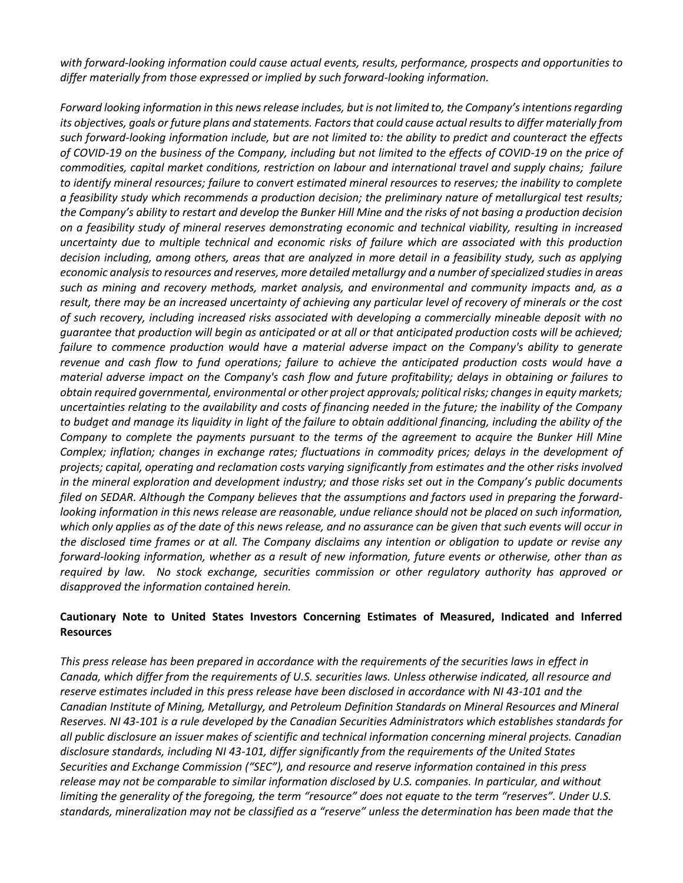*with forward-looking information could cause actual events, results, performance, prospects and opportunities to differ materially from those expressed or implied by such forward-looking information.*

*Forward looking information in this news release includes, but is not limited to, the Company's intentions regarding its objectives, goals or future plans and statements. Factors that could cause actual results to differ materially from such forward-looking information include, but are not limited to: the ability to predict and counteract the effects of COVID-19 on the business of the Company, including but not limited to the effects of COVID-19 on the price of commodities, capital market conditions, restriction on labour and international travel and supply chains; failure to identify mineral resources; failure to convert estimated mineral resources to reserves; the inability to complete a feasibility study which recommends a production decision; the preliminary nature of metallurgical test results; the Company's ability to restart and develop the Bunker Hill Mine and the risks of not basing a production decision on a feasibility study of mineral reserves demonstrating economic and technical viability, resulting in increased uncertainty due to multiple technical and economic risks of failure which are associated with this production decision including, among others, areas that are analyzed in more detail in a feasibility study, such as applying economic analysis to resources and reserves, more detailed metallurgy and a number of specialized studies in areas such as mining and recovery methods, market analysis, and environmental and community impacts and, as a result, there may be an increased uncertainty of achieving any particular level of recovery of minerals or the cost of such recovery, including increased risks associated with developing a commercially mineable deposit with no guarantee that production will begin as anticipated or at all or that anticipated production costs will be achieved; failure to commence production would have a material adverse impact on the Company's ability to generate revenue and cash flow to fund operations; failure to achieve the anticipated production costs would have a material adverse impact on the Company's cash flow and future profitability; delays in obtaining or failures to obtain required governmental, environmental or other project approvals; political risks; changes in equity markets; uncertainties relating to the availability and costs of financing needed in the future; the inability of the Company to budget and manage its liquidity in light of the failure to obtain additional financing, including the ability of the Company to complete the payments pursuant to the terms of the agreement to acquire the Bunker Hill Mine Complex; inflation; changes in exchange rates; fluctuations in commodity prices; delays in the development of projects; capital, operating and reclamation costs varying significantly from estimates and the other risks involved in the mineral exploration and development industry; and those risks set out in the Company's public documents filed on SEDAR. Although the Company believes that the assumptions and factors used in preparing the forward-looking information in this news release are reasonable, undue reliance should not be placed on such information, which only applies as of the date of this news release, and no assurance can be given that such events will occur in the disclosed time frames or at all. The Company disclaims any intention or obligation to update or revise any forward-looking information, whether as a result of new information, future events or otherwise, other than as required by law. No stock exchange, securities commission or other regulatory authority has approved or disapproved the information contained herein.*

**Cautionary Note to United States Investors Concerning Estimates of Measured, Indicated and Inferred Resources**

*This press release has been prepared in accordance with the requirements of the securities laws in effect in Canada, which differ from the requirements of U.S. securities laws. Unless otherwise indicated, all resource and reserve estimates included in this press release have been disclosed in accordance with NI 43-101 and the Canadian Institute of Mining, Metallurgy, and Petroleum Definition Standards on Mineral Resources and Mineral Reserves. NI 43-101 is a rule developed by the Canadian Securities Administrators which establishes standards for all public disclosure an issuer makes of scientific and technical information concerning mineral projects. Canadian disclosure standards, including NI 43-101, differ significantly from the requirements of the United States Securities and Exchange Commission ("SEC"), and resource and reserve information contained in this press release may not be comparable to similar information disclosed by U.S. companies. In particular, and without limiting the generality of the foregoing, the term "resource" does not equate to the term "reserves". Under U.S. standards, mineralization may not be classified as a "reserve" unless the determination has been made that the*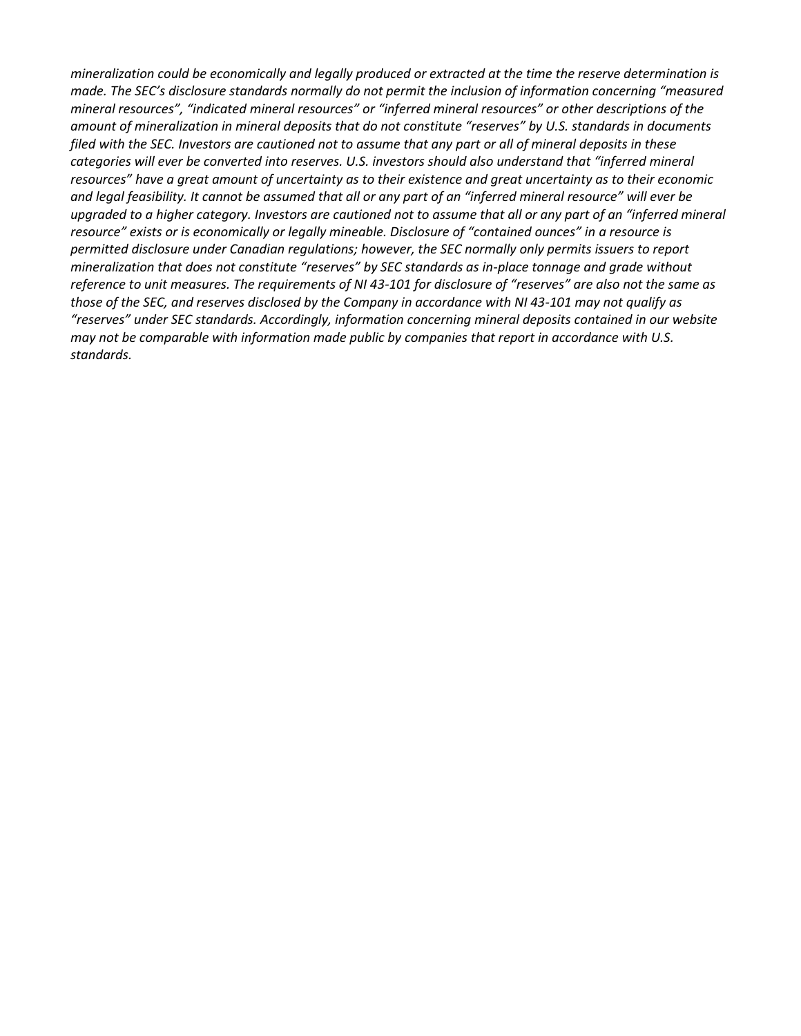*mineralization could be economically and legally produced or extracted at the time the reserve determination is made. The SEC's disclosure standards normally do not permit the inclusion of information concerning "measured mineral resources", "indicated mineral resources" or "inferred mineral resources" or other descriptions of the amount of mineralization in mineral deposits that do not constitute "reserves" by U.S. standards in documents filed with the SEC. Investors are cautioned not to assume that any part or all of mineral deposits in these categories will ever be converted into reserves. U.S. investors should also understand that "inferred mineral resources" have a great amount of uncertainty as to their existence and great uncertainty as to their economic and legal feasibility. It cannot be assumed that all or any part of an "inferred mineral resource" will ever be upgraded to a higher category. Investors are cautioned not to assume that all or any part of an "inferred mineral resource" exists or is economically or legally mineable. Disclosure of "contained ounces" in a resource is permitted disclosure under Canadian regulations; however, the SEC normally only permits issuers to report mineralization that does not constitute "reserves" by SEC standards as in-place tonnage and grade without reference to unit measures. The requirements of NI 43-101 for disclosure of "reserves" are also not the same as those of the SEC, and reserves disclosed by the Company in accordance with NI 43-101 may not qualify as "reserves" under SEC standards. Accordingly, information concerning mineral deposits contained in our website may not be comparable with information made public by companies that report in accordance with U.S. standards.*